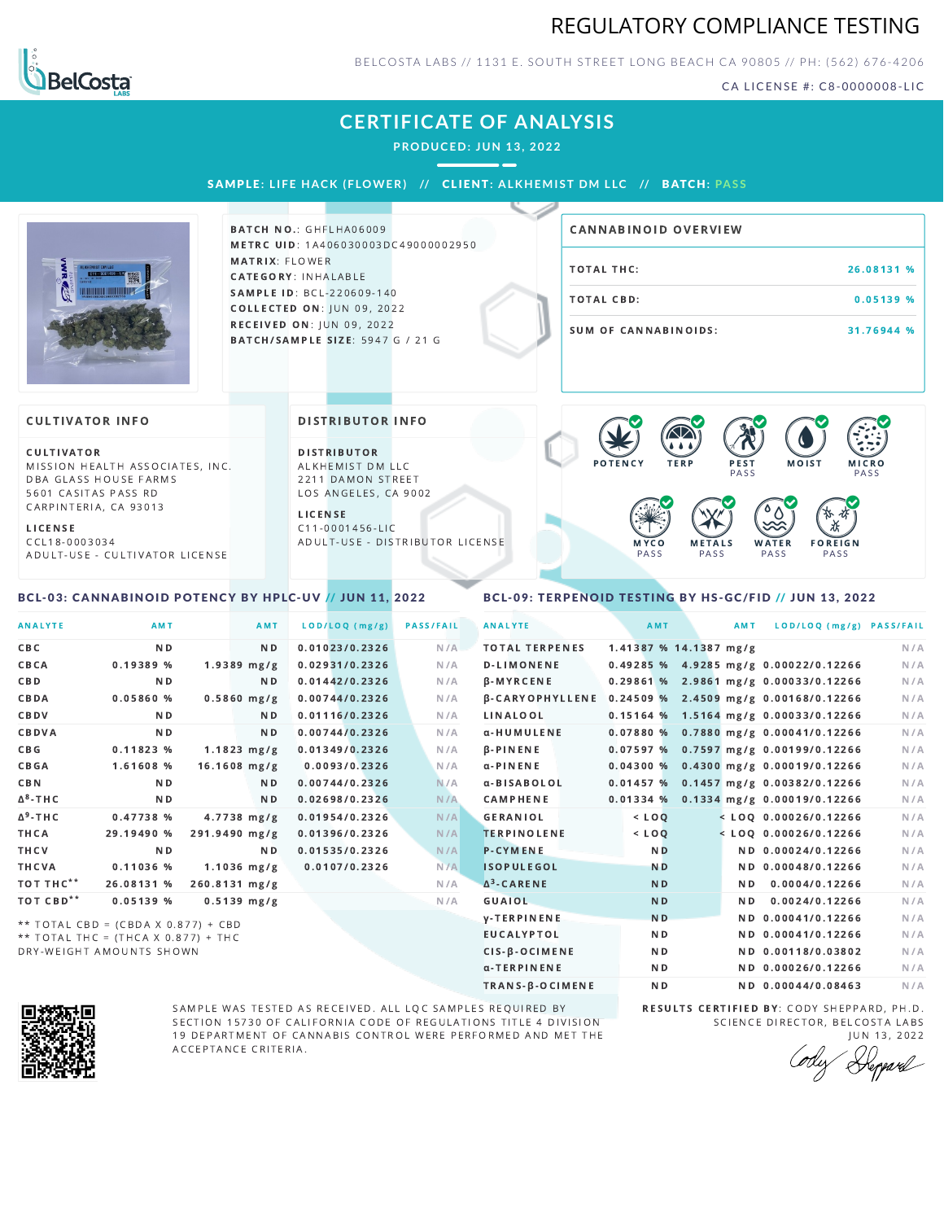# REGULATORY COMPLIANCE TESTING

BELCOSTA LABS // 1131 E. SOUTH STREET LONG BEACH CA 90805 // PH: (562) 676-4206

CA LICENSE #: C8-0000008-LIC

## CERTIFICATE OF ANALYSIS

**PRODUCED: JUN 13, 2022**

**SAMPLE: LIFE HACK (FLOWER) // CLIENT: ALKHEMIST DM LLC // BATCH: PASS**

**BATCH NO.**: GHFLHA06009
**METRC UID**: 1A406030003DC49000002950
**MATRIX**: FLOWER
**CATEGORY**: INHALABLE
**SAMPLE ID**: BCL-220609-140
**COLLECTED ON**: JUN 09, 2022
**RECEIVED ON**: JUN 09, 2022
**BATCH/SAMPLE SIZE**: 5947 G / 21 G

### CANNABINOID OVERVIEW

| | |
|---|---|
| TOTAL THC: | 26.08131 % |
| TOTAL CBD: | 0.05139 % |
| SUM OF CANNABINOIDS: | 31.76944 % |

### CULTIVATOR INFO

**CULTIVATOR**
MISSION HEALTH ASSOCIATES, INC.
DBA GLASS HOUSE FARMS
5601 CASITAS PASS RD
CARPINTERIA, CA 93013

**LICENSE**
CCL18-0003034
ADULT-USE - CULTIVATOR LICENSE

### DISTRIBUTOR INFO

**DISTRIBUTOR**
ALKHEMIST DM LLC
2211 DAMON STREET
LOS ANGELES, CA 9002

**LICENSE**
C11-0001456-LIC
ADULT-USE - DISTRIBUTOR LICENSE

POTENCY | TERP | PEST PASS | MOIST | MICRO PASS | MYCO PASS | METALS PASS | WATER PASS | FOREIGN PASS

### BCL-03: CANNABINOID POTENCY BY HPLC-UV // JUN 11, 2022

| ANALYTE | AMT | AMT | LOD/LOQ (mg/g) | PASS/FAIL |
|---|---|---|---|---|
| CBC | ND | ND | 0.01023/0.2326 | N/A |
| CBCA | 0.19389 % | 1.9389 mg/g | 0.02931/0.2326 | N/A |
| CBD | ND | ND | 0.01442/0.2326 | N/A |
| CBDA | 0.05860 % | 0.5860 mg/g | 0.00744/0.2326 | N/A |
| CBDV | ND | ND | 0.01116/0.2326 | N/A |
| CBDVA | ND | ND | 0.00744/0.2326 | N/A |
| CBG | 0.11823 % | 1.1823 mg/g | 0.01349/0.2326 | N/A |
| CBGA | 1.61608 % | 16.1608 mg/g | 0.0093/0.2326 | N/A |
| CBN | ND | ND | 0.00744/0.2326 | N/A |
| $\Delta^8$-THC | ND | ND | 0.02698/0.2326 | N/A |
| $\Delta^9$-THC | 0.47738 % | 4.7738 mg/g | 0.01954/0.2326 | N/A |
| THCA | 29.19490 % | 291.9490 mg/g | 0.01396/0.2326 | N/A |
| THCV | ND | ND | 0.01535/0.2326 | N/A |
| THCVA | 0.11036 % | 1.1036 mg/g | 0.0107/0.2326 | N/A |
| TOT THC** | 26.08131 % | 260.8131 mg/g | | N/A |
| TOT CBD** | 0.05139 % | 0.5139 mg/g | | N/A |

** TOTAL CBD = (CBDA X 0.877) + CBD
** TOTAL THC = (THCA X 0.877) + THC
DRY-WEIGHT AMOUNTS SHOWN

### BCL-09: TERPENOID TESTING BY HS-GC/FID // JUN 13, 2022

| ANALYTE | AMT | AMT | LOD/LOQ (mg/g) | PASS/FAIL |
|---|---|---|---|---|
| TOTAL TERPENES | 1.41387 % | 14.1387 mg/g | | N/A |
| D-LIMONENE | 0.49285 % | 4.9285 mg/g | 0.00022/0.12266 | N/A |
| β-MYRCENE | 0.29861 % | 2.9861 mg/g | 0.00033/0.12266 | N/A |
| β-CARYOPHYLLENE | 0.24509 % | 2.4509 mg/g | 0.00168/0.12266 | N/A |
| LINALOOL | 0.15164 % | 1.5164 mg/g | 0.00033/0.12266 | N/A |
| α-HUMULENE | 0.07880 % | 0.7880 mg/g | 0.00041/0.12266 | N/A |
| β-PINENE | 0.07597 % | 0.7597 mg/g | 0.00199/0.12266 | N/A |
| α-PINENE | 0.04300 % | 0.4300 mg/g | 0.00019/0.12266 | N/A |
| α-BISABOLOL | 0.01457 % | 0.1457 mg/g | 0.00382/0.12266 | N/A |
| CAMPHENE | 0.01334 % | 0.1334 mg/g | 0.00019/0.12266 | N/A |
| GERANIOL | < LOQ | < LOQ | 0.00026/0.12266 | N/A |
| TERPINOLENE | < LOQ | < LOQ | 0.00026/0.12266 | N/A |
| P-CYMENE | ND | ND | 0.00024/0.12266 | N/A |
| ISOPULEGOL | ND | ND | 0.00048/0.12266 | N/A |
| $\Delta^3$-CARENE | ND | ND | 0.0004/0.12266 | N/A |
| GUAIOL | ND | ND | 0.0024/0.12266 | N/A |
| γ-TERPINENE | ND | ND | 0.00041/0.12266 | N/A |
| EUCALYPTOL | ND | ND | 0.00041/0.12266 | N/A |
| CIS-β-OCIMENE | ND | ND | 0.00118/0.03802 | N/A |
| α-TERPINENE | ND | ND | 0.00026/0.12266 | N/A |
| TRANS-β-OCIMENE | ND | ND | 0.00044/0.08463 | N/A |

SAMPLE WAS TESTED AS RECEIVED. ALL LQC SAMPLES REQUIRED BY SECTION 15730 OF CALIFORNIA CODE OF REGULATIONS TITLE 4 DIVISION 19 DEPARTMENT OF CANNABIS CONTROL WERE PERFORMED AND MET THE ACCEPTANCE CRITERIA.

**RESULTS CERTIFIED BY**: CODY SHEPPARD, PH.D.
SCIENCE DIRECTOR, BELCOSTA LABS
JUN 13, 2022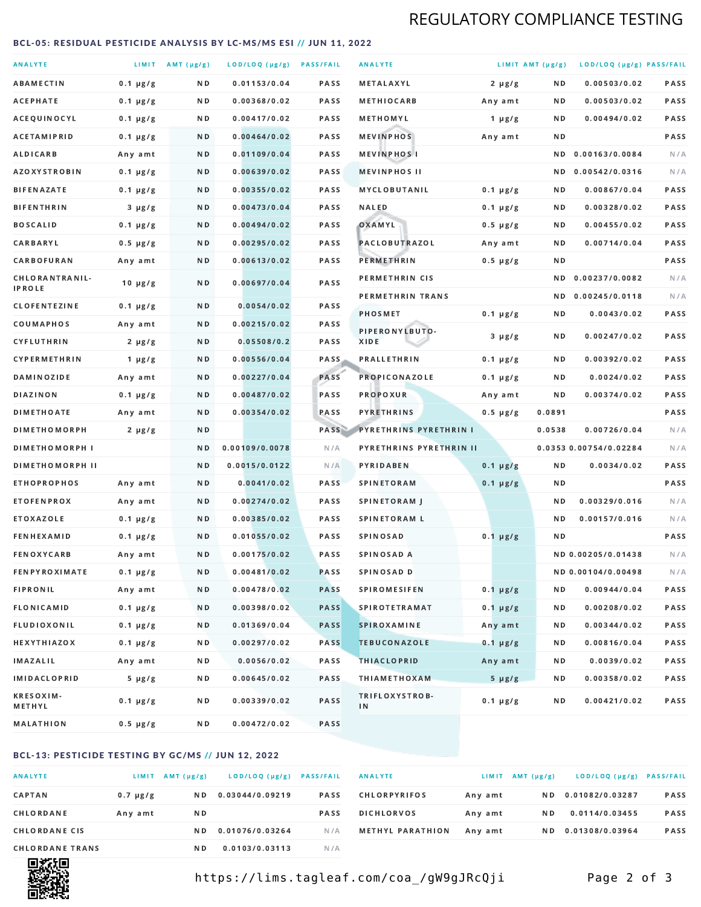# REGULATORY COMPLIANCE TESTING

## BCL-05: RESIDUAL PESTICIDE ANALYSIS BY LC-MS/MS ESI // JUN 11, 2022

| ANALYTE | LIMIT | AMT (μg/g) | LOD/LOQ (μg/g) | PASS/FAIL |
|---|---|---|---|---|
| ABAMECTIN | 0.1 μg/g | ND | 0.01153/0.04 | PASS |
| ACEPHATE | 0.1 μg/g | ND | 0.00368/0.02 | PASS |
| ACEQUINOCYL | 0.1 μg/g | ND | 0.00417/0.02 | PASS |
| ACETAMIPRID | 0.1 μg/g | ND | 0.00464/0.02 | PASS |
| ALDICARB | Any amt | ND | 0.01109/0.04 | PASS |
| AZOXYSTROBIN | 0.1 μg/g | ND | 0.00639/0.02 | PASS |
| BIFENAZATE | 0.1 μg/g | ND | 0.00355/0.02 | PASS |
| BIFENTHRIN | 3 μg/g | ND | 0.00473/0.04 | PASS |
| BOSCALID | 0.1 μg/g | ND | 0.00494/0.02 | PASS |
| CARBARYL | 0.5 μg/g | ND | 0.00295/0.02 | PASS |
| CARBOFURAN | Any amt | ND | 0.00613/0.02 | PASS |
| CHLORANTRANILIPROLE | 10 μg/g | ND | 0.00697/0.04 | PASS |
| CLOFENTEZINE | 0.1 μg/g | ND | 0.0054/0.02 | PASS |
| COUMAPHOS | Any amt | ND | 0.00215/0.02 | PASS |
| CYFLUTHRIN | 2 μg/g | ND | 0.05508/0.2 | PASS |
| CYPERMETHRIN | 1 μg/g | ND | 0.00556/0.04 | PASS |
| DAMINOZIDE | Any amt | ND | 0.00227/0.04 | PASS |
| DIAZINON | 0.1 μg/g | ND | 0.00487/0.02 | PASS |
| DIMETHOATE | Any amt | ND | 0.00354/0.02 | PASS |
| DIMETHOMORPH | 2 μg/g | ND | | PASS |
| DIMETHOMORPH I | | ND | 0.00109/0.0078 | N/A |
| DIMETHOMORPH II | | ND | 0.0015/0.0122 | N/A |
| ETHOPROPHOS | Any amt | ND | 0.0041/0.02 | PASS |
| ETOFENPROX | Any amt | ND | 0.00274/0.02 | PASS |
| ETOXAZOLE | 0.1 μg/g | ND | 0.00385/0.02 | PASS |
| FENHEXAMID | 0.1 μg/g | ND | 0.01055/0.02 | PASS |
| FENOXYCARB | Any amt | ND | 0.00175/0.02 | PASS |
| FENPYROXIMATE | 0.1 μg/g | ND | 0.00481/0.02 | PASS |
| FIPRONIL | Any amt | ND | 0.00478/0.02 | PASS |
| FLONICAMID | 0.1 μg/g | ND | 0.00398/0.02 | PASS |
| FLUDIOXONIL | 0.1 μg/g | ND | 0.01369/0.04 | PASS |
| HEXYTHIAZOX | 0.1 μg/g | ND | 0.00297/0.02 | PASS |
| IMAZALIL | Any amt | ND | 0.0056/0.02 | PASS |
| IMIDACLOPRID | 5 μg/g | ND | 0.00645/0.02 | PASS |
| KRESOXIM-METHYL | 0.1 μg/g | ND | 0.00339/0.02 | PASS |
| MALATHION | 0.5 μg/g | ND | 0.00472/0.02 | PASS |
| METALAXYL | 2 μg/g | ND | 0.00503/0.02 | PASS |
| METHIOCARB | Any amt | ND | 0.00503/0.02 | PASS |
| METHOMYL | 1 μg/g | ND | 0.00494/0.02 | PASS |
| MEVINPHOS | Any amt | ND | | PASS |
| MEVINPHOS I | | ND | 0.00163/0.0084 | N/A |
| MEVINPHOS II | | ND | 0.00542/0.0316 | N/A |
| MYCLOBUTANIL | 0.1 μg/g | ND | 0.00867/0.04 | PASS |
| NALED | 0.1 μg/g | ND | 0.00328/0.02 | PASS |
| OXAMYL | 0.5 μg/g | ND | 0.00455/0.02 | PASS |
| PACLOBUTRAZOL | Any amt | ND | 0.00714/0.04 | PASS |
| PERMETHRIN | 0.5 μg/g | ND | | PASS |
| PERMETHRIN CIS | | ND | 0.00237/0.0082 | N/A |
| PERMETHRIN TRANS | | ND | 0.00245/0.0118 | N/A |
| PHOSMET | 0.1 μg/g | ND | 0.0043/0.02 | PASS |
| PIPERONYLBUTOXIDE | 3 μg/g | ND | 0.00247/0.02 | PASS |
| PRALLETHRIN | 0.1 μg/g | ND | 0.00392/0.02 | PASS |
| PROPICONAZOLE | 0.1 μg/g | ND | 0.0024/0.02 | PASS |
| PROPOXUR | Any amt | ND | 0.00374/0.02 | PASS |
| PYRETHRINS | 0.5 μg/g | 0.0891 | | PASS |
| PYRETHRINS PYRETHRIN I | | 0.0538 | 0.00726/0.04 | N/A |
| PYRETHRINS PYRETHRIN II | | 0.0353 | 0.00754/0.02284 | N/A |
| PYRIDABEN | 0.1 μg/g | ND | 0.0034/0.02 | PASS |
| SPINETORAM | 0.1 μg/g | ND | | PASS |
| SPINETORAM J | | ND | 0.00329/0.016 | N/A |
| SPINETORAM L | | ND | 0.00157/0.016 | N/A |
| SPINOSAD | 0.1 μg/g | ND | | PASS |
| SPINOSAD A | | ND | 0.00205/0.01438 | N/A |
| SPINOSAD D | | ND | 0.00104/0.00498 | N/A |
| SPIROMESIFEN | 0.1 μg/g | ND | 0.00944/0.04 | PASS |
| SPIROTETRAMAT | 0.1 μg/g | ND | 0.00208/0.02 | PASS |
| SPIROXAMINE | Any amt | ND | 0.00344/0.02 | PASS |
| TEBUCONAZOLE | 0.1 μg/g | ND | 0.00816/0.04 | PASS |
| THIACLOPRID | Any amt | ND | 0.0039/0.02 | PASS |
| THIAMETHOXAM | 5 μg/g | ND | 0.00358/0.02 | PASS |
| TRIFLOXYSTROBIN | 0.1 μg/g | ND | 0.00421/0.02 | PASS |

## BCL-13: PESTICIDE TESTING BY GC/MS // JUN 12, 2022

| ANALYTE | LIMIT | AMT (μg/g) | LOD/LOQ (μg/g) | PASS/FAIL |
|---|---|---|---|---|
| CAPTAN | 0.7 μg/g | ND | 0.03044/0.09219 | PASS |
| CHLORDANE | Any amt | ND | | PASS |
| CHLORDANE CIS | | ND | 0.01076/0.03264 | N/A |
| CHLORDANE TRANS | | ND | 0.0103/0.03113 | N/A |
| CHLORPYRIFOS | Any amt | ND | 0.01082/0.03287 | PASS |
| DICHLORVOS | Any amt | ND | 0.0114/0.03455 | PASS |
| METHYL PARATHION | Any amt | ND | 0.01308/0.03964 | PASS |

https://lims.tagleaf.com/coa_/gW9gJRcQji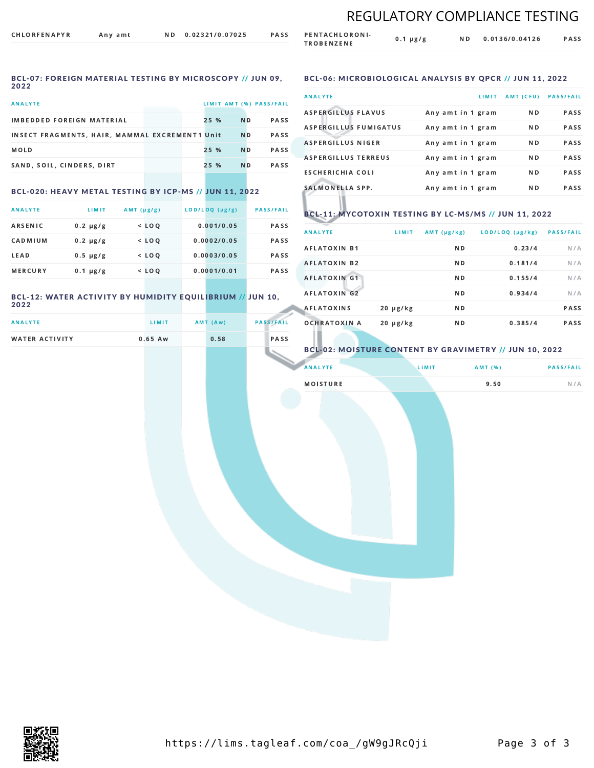# REGULATORY COMPLIANCE TESTING

| | | | | |
|---|---|---|---|---|
| CHLORFENAPYR | Any amt | ND | 0.02321/0.07025 | PASS |
| PENTACHLORONITROBENZENE | 0.1 µg/g | ND | 0.0136/0.04126 | PASS |

## BCL-07: FOREIGN MATERIAL TESTING BY MICROSCOPY // JUN 09, 2022

| ANALYTE | LIMIT | AMT (%) | PASS/FAIL |
|---|---|---|---|
| IMBEDDED FOREIGN MATERIAL | 25 % | ND | PASS |
| INSECT FRAGMENTS, HAIR, MAMMAL EXCREMENT | 1 Unit | ND | PASS |
| MOLD | 25 % | ND | PASS |
| SAND, SOIL, CINDERS, DIRT | 25 % | ND | PASS |

## BCL-020: HEAVY METAL TESTING BY ICP-MS // JUN 11, 2022

| ANALYTE | LIMIT | AMT (µg/g) | LOD/LOQ (µg/g) | PASS/FAIL |
|---|---|---|---|---|
| ARSENIC | 0.2 µg/g | < LOQ | 0.001/0.05 | PASS |
| CADMIUM | 0.2 µg/g | < LOQ | 0.0002/0.05 | PASS |
| LEAD | 0.5 µg/g | < LOQ | 0.0003/0.05 | PASS |
| MERCURY | 0.1 µg/g | < LOQ | 0.0001/0.01 | PASS |

## BCL-12: WATER ACTIVITY BY HUMIDITY EQUILIBRIUM // JUN 10, 2022

| ANALYTE | LIMIT | AMT (Aw) | PASS/FAIL |
|---|---|---|---|
| WATER ACTIVITY | 0.65 Aw | 0.58 | PASS |

## BCL-06: MICROBIOLOGICAL ANALYSIS BY QPCR // JUN 11, 2022

| ANALYTE | LIMIT | AMT (CFU) | PASS/FAIL |
|---|---|---|---|
| ASPERGILLUS FLAVUS | Any amt in 1 gram | ND | PASS |
| ASPERGILLUS FUMIGATUS | Any amt in 1 gram | ND | PASS |
| ASPERGILLUS NIGER | Any amt in 1 gram | ND | PASS |
| ASPERGILLUS TERREUS | Any amt in 1 gram | ND | PASS |
| ESCHERICHIA COLI | Any amt in 1 gram | ND | PASS |
| SALMONELLA SPP. | Any amt in 1 gram | ND | PASS |

## BCL-11: MYCOTOXIN TESTING BY LC-MS/MS // JUN 11, 2022

| ANALYTE | LIMIT | AMT (µg/kg) | LOD/LOQ (µg/kg) | PASS/FAIL |
|---|---|---|---|---|
| AFLATOXIN B1 | | ND | 0.23/4 | N/A |
| AFLATOXIN B2 | | ND | 0.181/4 | N/A |
| AFLATOXIN G1 | | ND | 0.155/4 | N/A |
| AFLATOXIN G2 | | ND | 0.934/4 | N/A |
| AFLATOXINS | 20 µg/kg | ND | | PASS |
| OCHRATOXIN A | 20 µg/kg | ND | 0.385/4 | PASS |

## BCL-02: MOISTURE CONTENT BY GRAVIMETRY // JUN 10, 2022

| ANALYTE | LIMIT | AMT (%) | PASS/FAIL |
|---|---|---|---|
| MOISTURE | | 9.50 | N/A |

https://lims.tagleaf.com/coa_/gW9gJRcQji